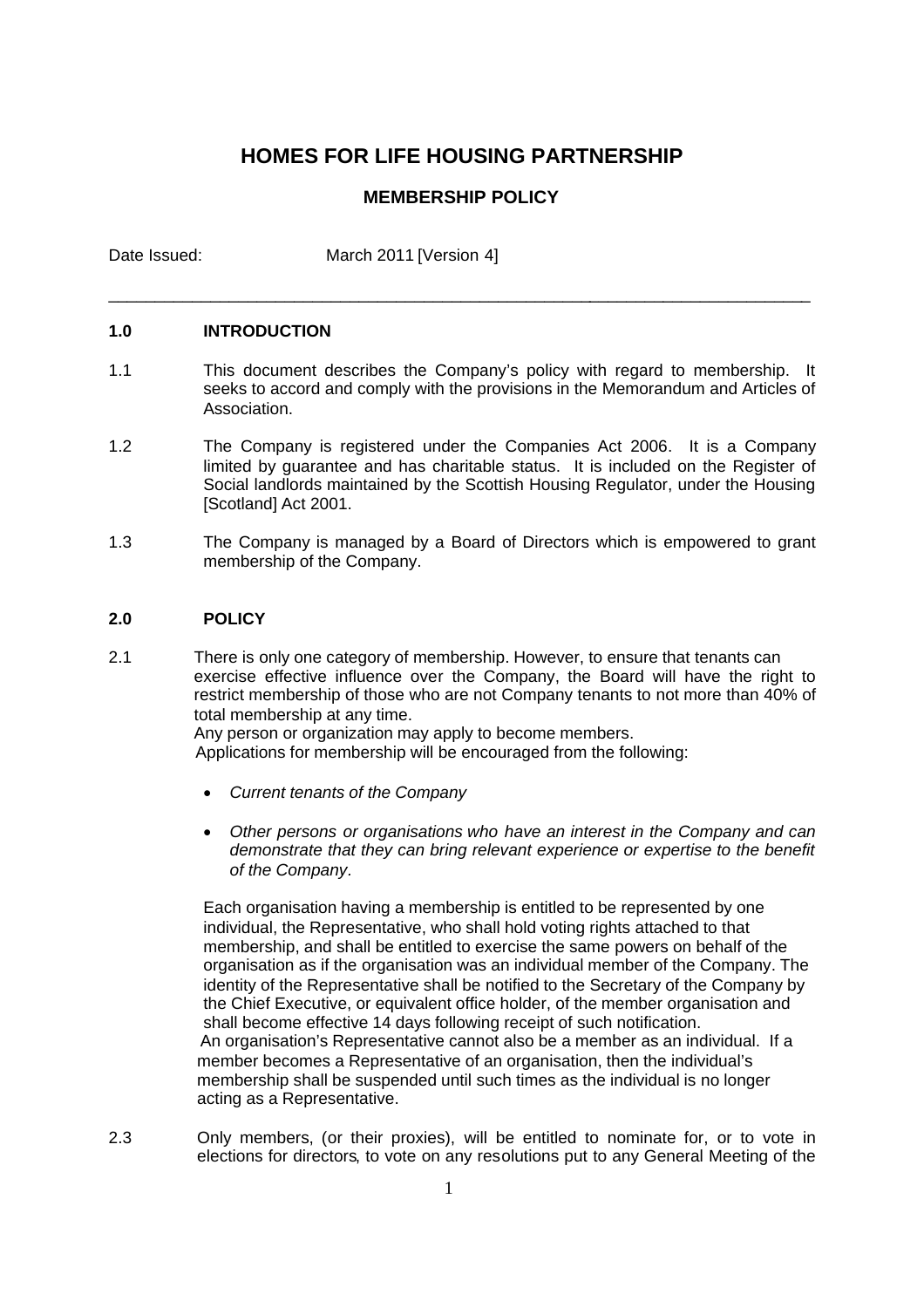# HOMES FOR LIFE HOUSING PARTNERSHIP

## MEMBERSHIP POLICY

Date Issued: March 2011 [Version 4]

---

### 1.0 INTRODUCTION

1.1 This document describes the Company's policy with regard to membership. It seeks to accord and comply with the provisions in the Memorandum and Articles of Association.

1.2 The Company is registered under the Companies Act 2006. It is a Company limited by guarantee and has charitable status. It is included on the Register of Social landlords maintained by the Scottish Housing Regulator, under the Housing [Scotland] Act 2001.

1.3 The Company is managed by a Board of Directors which is empowered to grant membership of the Company.

### 2.0 POLICY

2.1 There is only one category of membership. However, to ensure that tenants can exercise effective influence over the Company, the Board will have the right to restrict membership of those who are not Company tenants to not more than 40% of total membership at any time.
Any person or organization may apply to become members.
Applications for membership will be encouraged from the following:

- *Current tenants of the Company*
- *Other persons or organisations who have an interest in the Company and can demonstrate that they can bring relevant experience or expertise to the benefit of the Company*.

Each organisation having a membership is entitled to be represented by one individual, the Representative, who shall hold voting rights attached to that membership, and shall be entitled to exercise the same powers on behalf of the organisation as if the organisation was an individual member of the Company. The identity of the Representative shall be notified to the Secretary of the Company by the Chief Executive, or equivalent office holder, of the member organisation and shall become effective 14 days following receipt of such notification.
An organisation's Representative cannot also be a member as an individual. If a member becomes a Representative of an organisation, then the individual's membership shall be suspended until such times as the individual is no longer acting as a Representative.

2.3 Only members, (or their proxies), will be entitled to nominate for, or to vote in elections for directors, to vote on any resolutions put to any General Meeting of the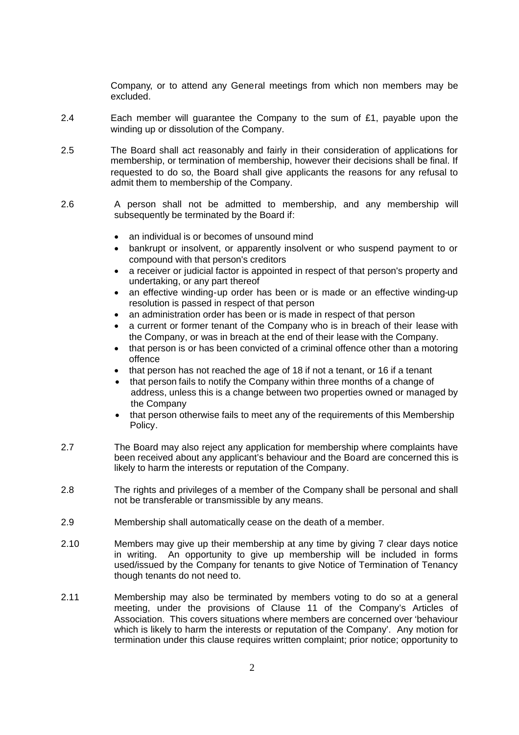Company, or to attend any General meetings from which non members may be excluded.

2.4 Each member will guarantee the Company to the sum of £1, payable upon the winding up or dissolution of the Company.

2.5 The Board shall act reasonably and fairly in their consideration of applications for membership, or termination of membership, however their decisions shall be final. If requested to do so, the Board shall give applicants the reasons for any refusal to admit them to membership of the Company.

2.6 A person shall not be admitted to membership, and any membership will subsequently be terminated by the Board if:

- an individual is or becomes of unsound mind
- bankrupt or insolvent, or apparently insolvent or who suspend payment to or compound with that person's creditors
- a receiver or judicial factor is appointed in respect of that person's property and undertaking, or any part thereof
- an effective winding-up order has been or is made or an effective winding-up resolution is passed in respect of that person
- an administration order has been or is made in respect of that person
- a current or former tenant of the Company who is in breach of their lease with the Company, or was in breach at the end of their lease with the Company.
- that person is or has been convicted of a criminal offence other than a motoring offence
- that person has not reached the age of 18 if not a tenant, or 16 if a tenant
- that person fails to notify the Company within three months of a change of address, unless this is a change between two properties owned or managed by the Company
- that person otherwise fails to meet any of the requirements of this Membership Policy.

2.7 The Board may also reject any application for membership where complaints have been received about any applicant's behaviour and the Board are concerned this is likely to harm the interests or reputation of the Company.

2.8 The rights and privileges of a member of the Company shall be personal and shall not be transferable or transmissible by any means.

2.9 Membership shall automatically cease on the death of a member.

2.10 Members may give up their membership at any time by giving 7 clear days notice in writing. An opportunity to give up membership will be included in forms used/issued by the Company for tenants to give Notice of Termination of Tenancy though tenants do not need to.

2.11 Membership may also be terminated by members voting to do so at a general meeting, under the provisions of Clause 11 of the Company's Articles of Association. This covers situations where members are concerned over 'behaviour which is likely to harm the interests or reputation of the Company'. Any motion for termination under this clause requires written complaint; prior notice; opportunity to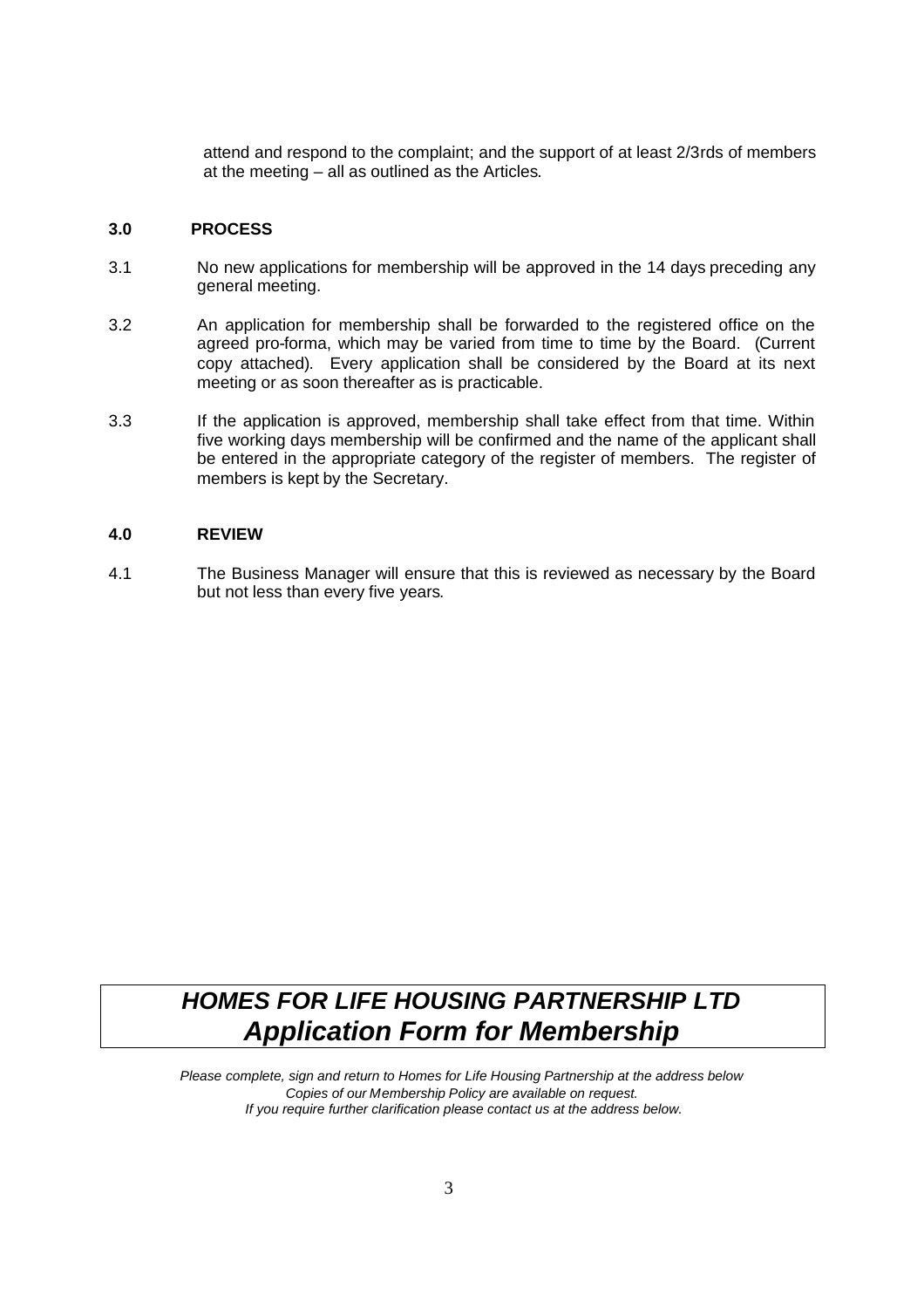attend and respond to the complaint; and the support of at least 2/3rds of members at the meeting – all as outlined as the Articles.

## 3.0 PROCESS

3.1 No new applications for membership will be approved in the 14 days preceding any general meeting.

3.2 An application for membership shall be forwarded to the registered office on the agreed pro-forma, which may be varied from time to time by the Board. (Current copy attached). Every application shall be considered by the Board at its next meeting or as soon thereafter as is practicable.

3.3 If the application is approved, membership shall take effect from that time. Within five working days membership will be confirmed and the name of the applicant shall be entered in the appropriate category of the register of members. The register of members is kept by the Secretary.

## 4.0 REVIEW

4.1 The Business Manager will ensure that this is reviewed as necessary by the Board but not less than every five years.

# *HOMES FOR LIFE HOUSING PARTNERSHIP LTD*
# *Application Form for Membership*

*Please complete, sign and return to Homes for Life Housing Partnership at the address below*
*Copies of our Membership Policy are available on request.*
*If you require further clarification please contact us at the address below.*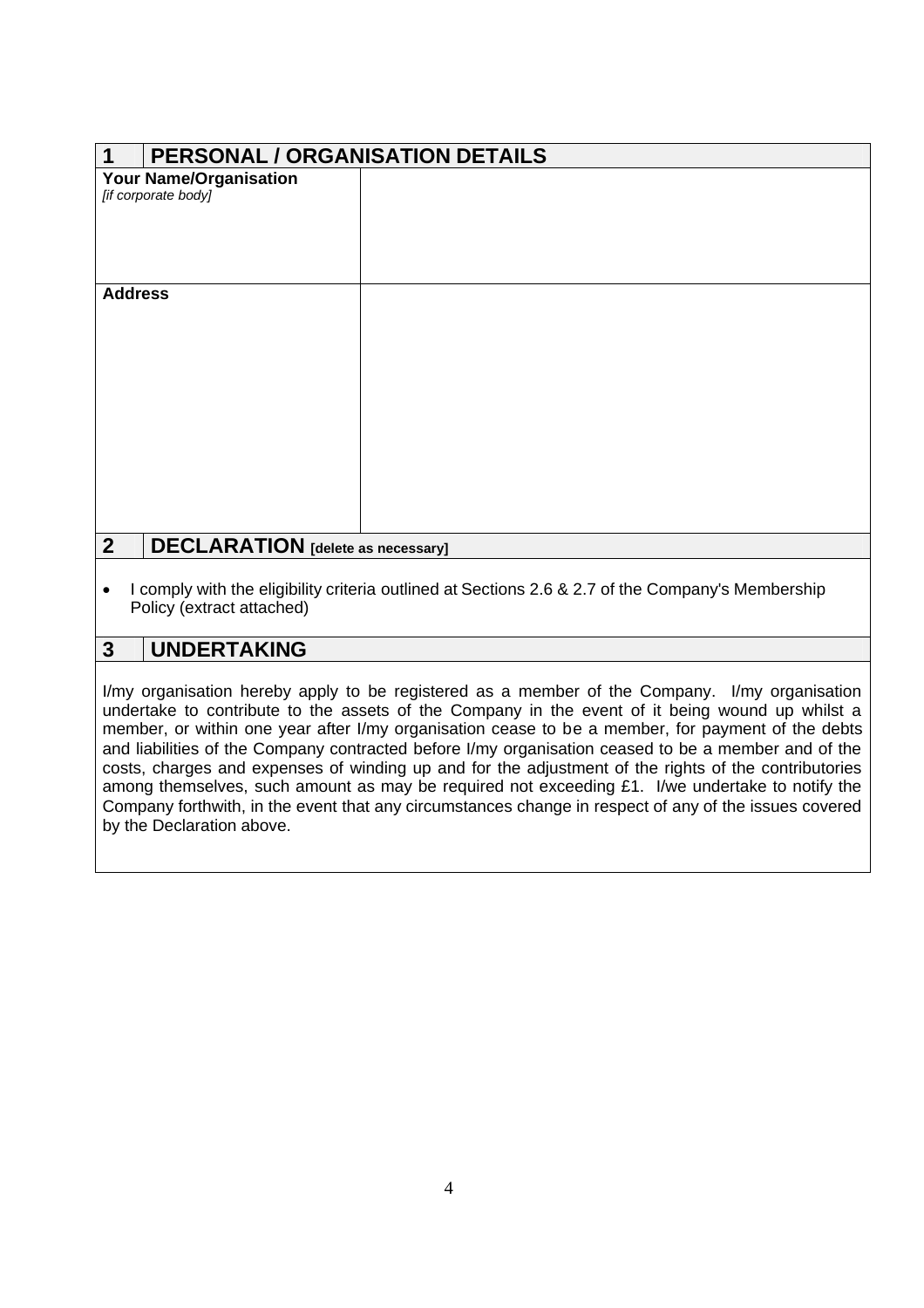## 1 PERSONAL / ORGANISATION DETAILS

| **Your Name/Organisation** *[if corporate body]* | |
|---|---|
| **Address** | |

## 2 DECLARATION [delete as necessary]

- I comply with the eligibility criteria outlined at Sections 2.6 & 2.7 of the Company's Membership Policy (extract attached)

## 3 UNDERTAKING

I/my organisation hereby apply to be registered as a member of the Company. I/my organisation undertake to contribute to the assets of the Company in the event of it being wound up whilst a member, or within one year after I/my organisation cease to be a member, for payment of the debts and liabilities of the Company contracted before I/my organisation ceased to be a member and of the costs, charges and expenses of winding up and for the adjustment of the rights of the contributories among themselves, such amount as may be required not exceeding £1. I/we undertake to notify the Company forthwith, in the event that any circumstances change in respect of any of the issues covered by the Declaration above.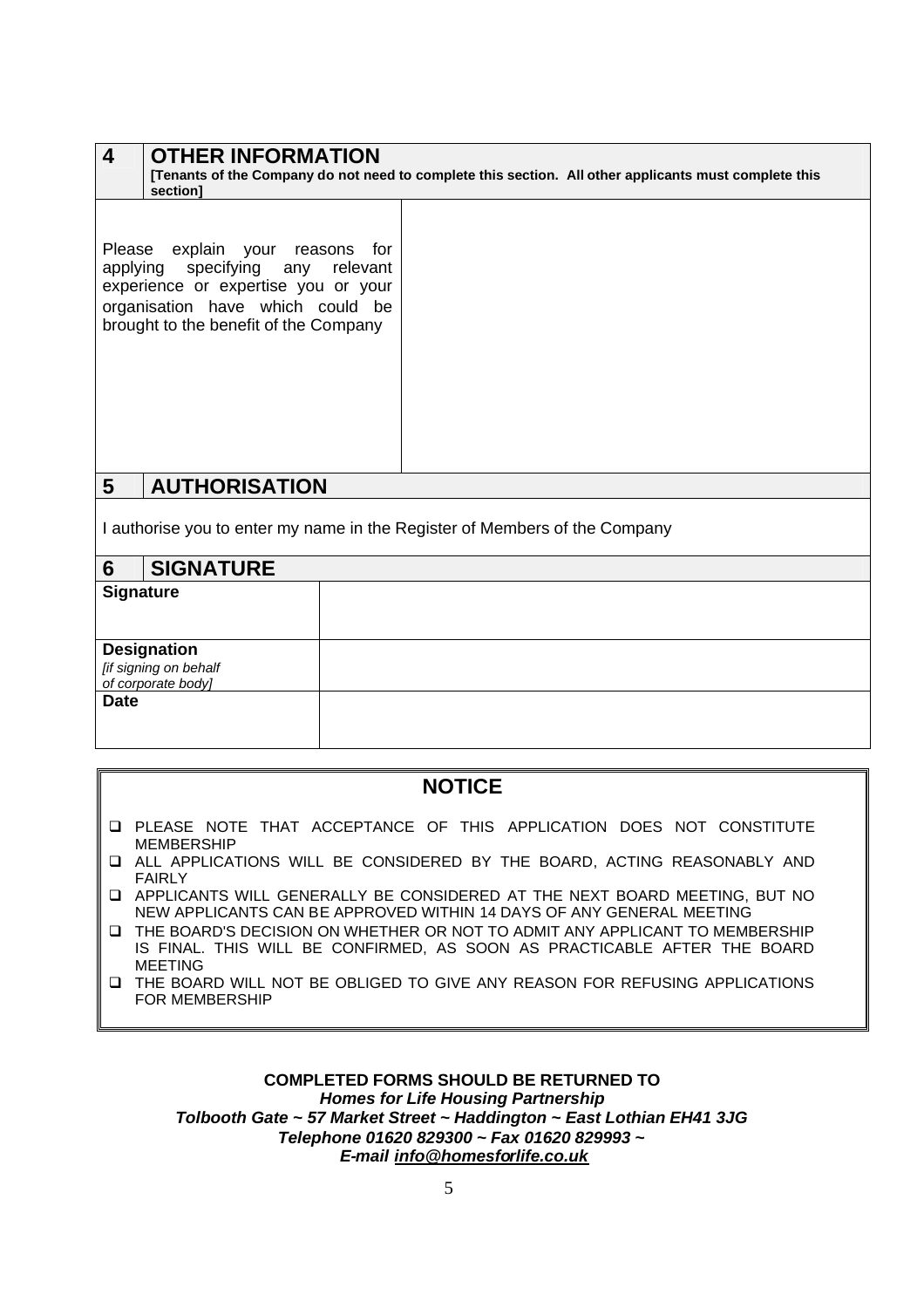## 4 OTHER INFORMATION

**[Tenants of the Company do not need to complete this section. All other applicants must complete this section]**

| Please explain your reasons for applying specifying any relevant experience or expertise you or your organisation have which could be brought to the benefit of the Company | |
|---|---|

## 5 AUTHORISATION

I authorise you to enter my name in the Register of Members of the Company

## 6 SIGNATURE

| **Signature** | |
|---|---|
| **Designation** *[if signing on behalf of corporate body]* | |
| **Date** | |

### NOTICE

- PLEASE NOTE THAT ACCEPTANCE OF THIS APPLICATION DOES NOT CONSTITUTE MEMBERSHIP
- ALL APPLICATIONS WILL BE CONSIDERED BY THE BOARD, ACTING REASONABLY AND FAIRLY
- APPLICANTS WILL GENERALLY BE CONSIDERED AT THE NEXT BOARD MEETING, BUT NO NEW APPLICANTS CAN BE APPROVED WITHIN 14 DAYS OF ANY GENERAL MEETING
- THE BOARD'S DECISION ON WHETHER OR NOT TO ADMIT ANY APPLICANT TO MEMBERSHIP IS FINAL. THIS WILL BE CONFIRMED, AS SOON AS PRACTICABLE AFTER THE BOARD MEETING
- THE BOARD WILL NOT BE OBLIGED TO GIVE ANY REASON FOR REFUSING APPLICATIONS FOR MEMBERSHIP

**COMPLETED FORMS SHOULD BE RETURNED TO**
***Homes for Life Housing Partnership***
***Tolbooth Gate ~ 57 Market Street ~ Haddington ~ East Lothian EH41 3JG***
***Telephone 01620 829300 ~ Fax 01620 829993 ~***
***E-mail info@homesforlife.co.uk***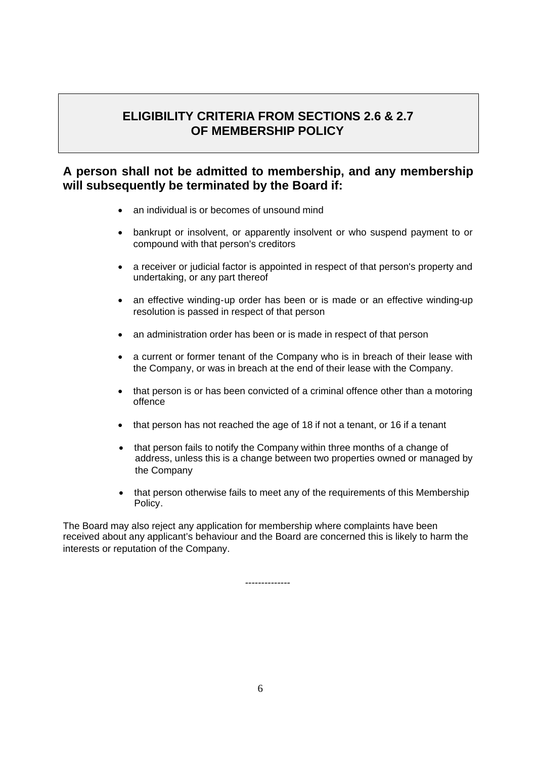## ELIGIBILITY CRITERIA FROM SECTIONS 2.6 & 2.7 OF MEMBERSHIP POLICY

### A person shall not be admitted to membership, and any membership will subsequently be terminated by the Board if:

- an individual is or becomes of unsound mind
- bankrupt or insolvent, or apparently insolvent or who suspend payment to or compound with that person's creditors
- a receiver or judicial factor is appointed in respect of that person's property and undertaking, or any part thereof
- an effective winding-up order has been or is made or an effective winding-up resolution is passed in respect of that person
- an administration order has been or is made in respect of that person
- a current or former tenant of the Company who is in breach of their lease with the Company, or was in breach at the end of their lease with the Company.
- that person is or has been convicted of a criminal offence other than a motoring offence
- that person has not reached the age of 18 if not a tenant, or 16 if a tenant
- that person fails to notify the Company within three months of a change of address, unless this is a change between two properties owned or managed by the Company
- that person otherwise fails to meet any of the requirements of this Membership Policy.

The Board may also reject any application for membership where complaints have been received about any applicant's behaviour and the Board are concerned this is likely to harm the interests or reputation of the Company.

--------------